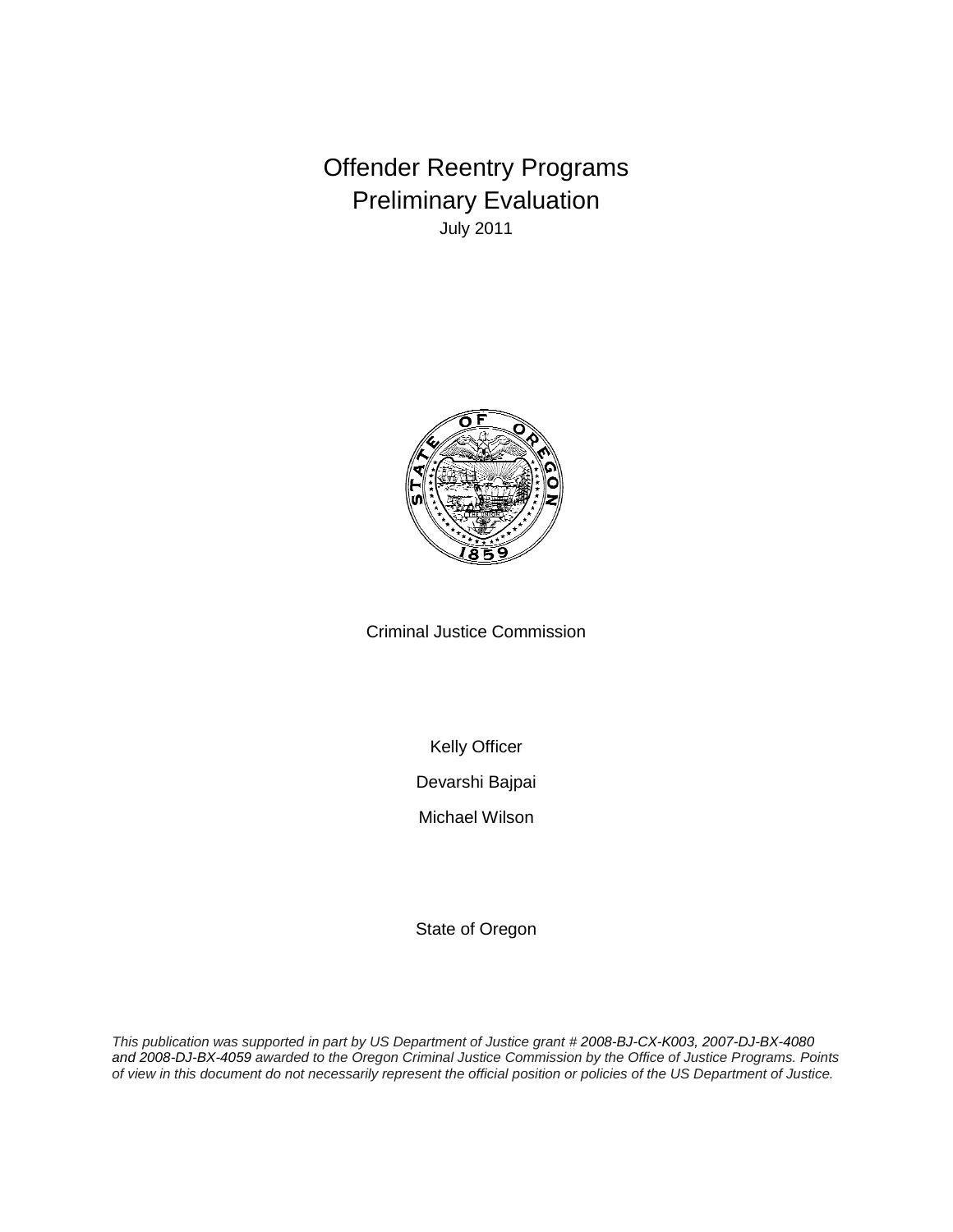# Offender Reentry Programs Preliminary Evaluation

July 2011

Criminal Justice Commission

Kelly Officer

Devarshi Bajpai

Michael Wilson

State of Oregon

*This publication was supported in part by US Department of Justice grant # 2008-BJ-CX-K003, 2007-DJ-BX-4080 and 2008-DJ-BX-4059 awarded to the Oregon Criminal Justice Commission by the Office of Justice Programs. Points of view in this document do not necessarily represent the official position or policies of the US Department of Justice.*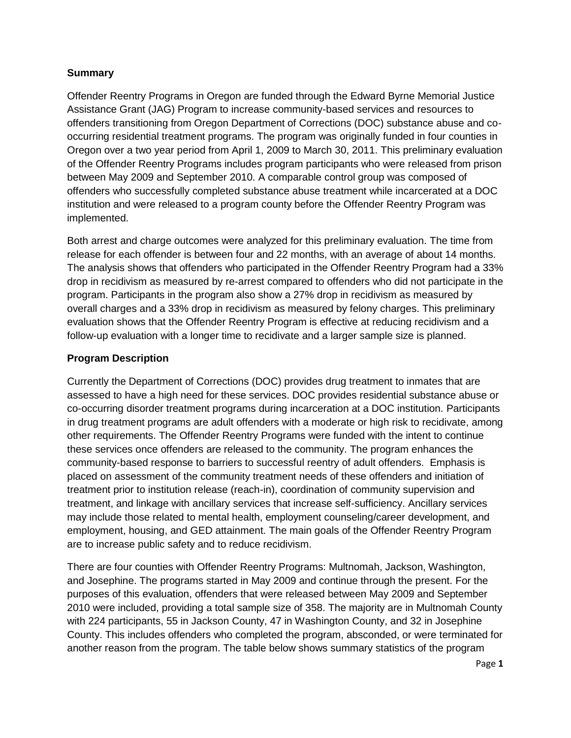## Summary

Offender Reentry Programs in Oregon are funded through the Edward Byrne Memorial Justice Assistance Grant (JAG) Program to increase community-based services and resources to offenders transitioning from Oregon Department of Corrections (DOC) substance abuse and co-occurring residential treatment programs. The program was originally funded in four counties in Oregon over a two year period from April 1, 2009 to March 30, 2011. This preliminary evaluation of the Offender Reentry Programs includes program participants who were released from prison between May 2009 and September 2010. A comparable control group was composed of offenders who successfully completed substance abuse treatment while incarcerated at a DOC institution and were released to a program county before the Offender Reentry Program was implemented.

Both arrest and charge outcomes were analyzed for this preliminary evaluation. The time from release for each offender is between four and 22 months, with an average of about 14 months. The analysis shows that offenders who participated in the Offender Reentry Program had a 33% drop in recidivism as measured by re-arrest compared to offenders who did not participate in the program. Participants in the program also show a 27% drop in recidivism as measured by overall charges and a 33% drop in recidivism as measured by felony charges. This preliminary evaluation shows that the Offender Reentry Program is effective at reducing recidivism and a follow-up evaluation with a longer time to recidivate and a larger sample size is planned.

## Program Description

Currently the Department of Corrections (DOC) provides drug treatment to inmates that are assessed to have a high need for these services. DOC provides residential substance abuse or co-occurring disorder treatment programs during incarceration at a DOC institution. Participants in drug treatment programs are adult offenders with a moderate or high risk to recidivate, among other requirements. The Offender Reentry Programs were funded with the intent to continue these services once offenders are released to the community. The program enhances the community-based response to barriers to successful reentry of adult offenders. Emphasis is placed on assessment of the community treatment needs of these offenders and initiation of treatment prior to institution release (reach-in), coordination of community supervision and treatment, and linkage with ancillary services that increase self-sufficiency. Ancillary services may include those related to mental health, employment counseling/career development, and employment, housing, and GED attainment. The main goals of the Offender Reentry Program are to increase public safety and to reduce recidivism.

There are four counties with Offender Reentry Programs: Multnomah, Jackson, Washington, and Josephine. The programs started in May 2009 and continue through the present. For the purposes of this evaluation, offenders that were released between May 2009 and September 2010 were included, providing a total sample size of 358. The majority are in Multnomah County with 224 participants, 55 in Jackson County, 47 in Washington County, and 32 in Josephine County. This includes offenders who completed the program, absconded, or were terminated for another reason from the program. The table below shows summary statistics of the program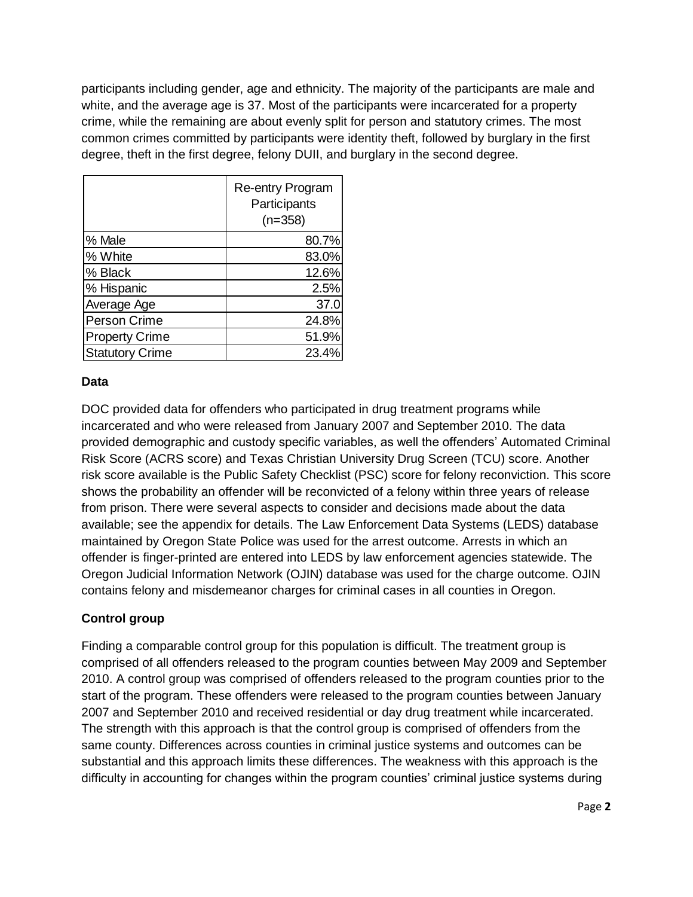participants including gender, age and ethnicity. The majority of the participants are male and white, and the average age is 37. Most of the participants were incarcerated for a property crime, while the remaining are about evenly split for person and statutory crimes. The most common crimes committed by participants were identity theft, followed by burglary in the first degree, theft in the first degree, felony DUII, and burglary in the second degree.

| | Re-entry Program Participants (n=358) |
|---|---|
| % Male | 80.7% |
| % White | 83.0% |
| % Black | 12.6% |
| % Hispanic | 2.5% |
| Average Age | 37.0 |
| Person Crime | 24.8% |
| Property Crime | 51.9% |
| Statutory Crime | 23.4% |

**Data**

DOC provided data for offenders who participated in drug treatment programs while incarcerated and who were released from January 2007 and September 2010. The data provided demographic and custody specific variables, as well the offenders' Automated Criminal Risk Score (ACRS score) and Texas Christian University Drug Screen (TCU) score. Another risk score available is the Public Safety Checklist (PSC) score for felony reconviction. This score shows the probability an offender will be reconvicted of a felony within three years of release from prison. There were several aspects to consider and decisions made about the data available; see the appendix for details. The Law Enforcement Data Systems (LEDS) database maintained by Oregon State Police was used for the arrest outcome. Arrests in which an offender is finger-printed are entered into LEDS by law enforcement agencies statewide. The Oregon Judicial Information Network (OJIN) database was used for the charge outcome. OJIN contains felony and misdemeanor charges for criminal cases in all counties in Oregon.

**Control group**

Finding a comparable control group for this population is difficult. The treatment group is comprised of all offenders released to the program counties between May 2009 and September 2010. A control group was comprised of offenders released to the program counties prior to the start of the program. These offenders were released to the program counties between January 2007 and September 2010 and received residential or day drug treatment while incarcerated. The strength with this approach is that the control group is comprised of offenders from the same county. Differences across counties in criminal justice systems and outcomes can be substantial and this approach limits these differences. The weakness with this approach is the difficulty in accounting for changes within the program counties' criminal justice systems during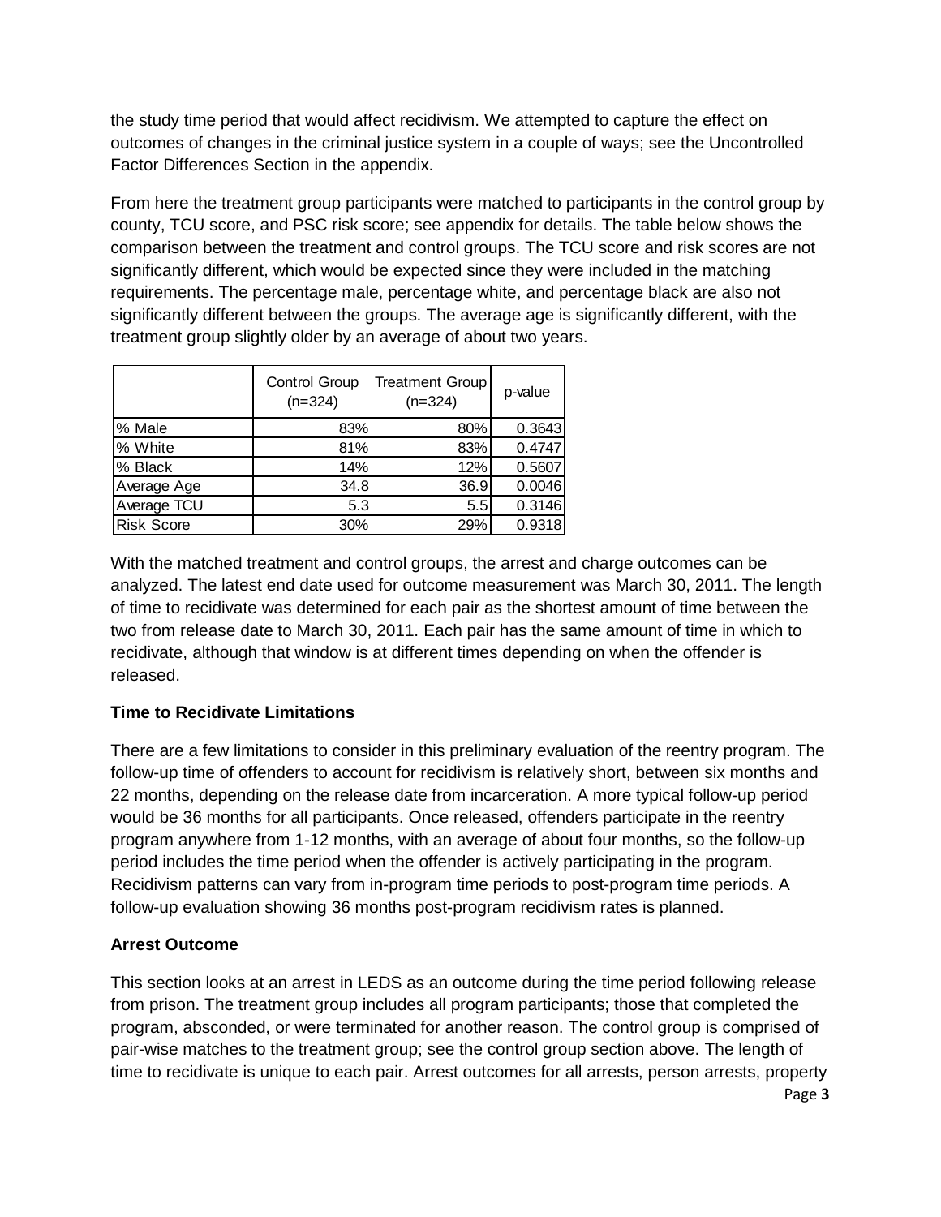the study time period that would affect recidivism. We attempted to capture the effect on outcomes of changes in the criminal justice system in a couple of ways; see the Uncontrolled Factor Differences Section in the appendix.

From here the treatment group participants were matched to participants in the control group by county, TCU score, and PSC risk score; see appendix for details. The table below shows the comparison between the treatment and control groups. The TCU score and risk scores are not significantly different, which would be expected since they were included in the matching requirements. The percentage male, percentage white, and percentage black are also not significantly different between the groups. The average age is significantly different, with the treatment group slightly older by an average of about two years.

| | Control Group (n=324) | Treatment Group (n=324) | p-value |
|---|---|---|---|
| % Male | 83% | 80% | 0.3643 |
| % White | 81% | 83% | 0.4747 |
| % Black | 14% | 12% | 0.5607 |
| Average Age | 34.8 | 36.9 | 0.0046 |
| Average TCU | 5.3 | 5.5 | 0.3146 |
| Risk Score | 30% | 29% | 0.9318 |

With the matched treatment and control groups, the arrest and charge outcomes can be analyzed. The latest end date used for outcome measurement was March 30, 2011. The length of time to recidivate was determined for each pair as the shortest amount of time between the two from release date to March 30, 2011. Each pair has the same amount of time in which to recidivate, although that window is at different times depending on when the offender is released.

**Time to Recidivate Limitations**

There are a few limitations to consider in this preliminary evaluation of the reentry program. The follow-up time of offenders to account for recidivism is relatively short, between six months and 22 months, depending on the release date from incarceration. A more typical follow-up period would be 36 months for all participants. Once released, offenders participate in the reentry program anywhere from 1-12 months, with an average of about four months, so the follow-up period includes the time period when the offender is actively participating in the program. Recidivism patterns can vary from in-program time periods to post-program time periods. A follow-up evaluation showing 36 months post-program recidivism rates is planned.

**Arrest Outcome**

This section looks at an arrest in LEDS as an outcome during the time period following release from prison. The treatment group includes all program participants; those that completed the program, absconded, or were terminated for another reason. The control group is comprised of pair-wise matches to the treatment group; see the control group section above. The length of time to recidivate is unique to each pair. Arrest outcomes for all arrests, person arrests, property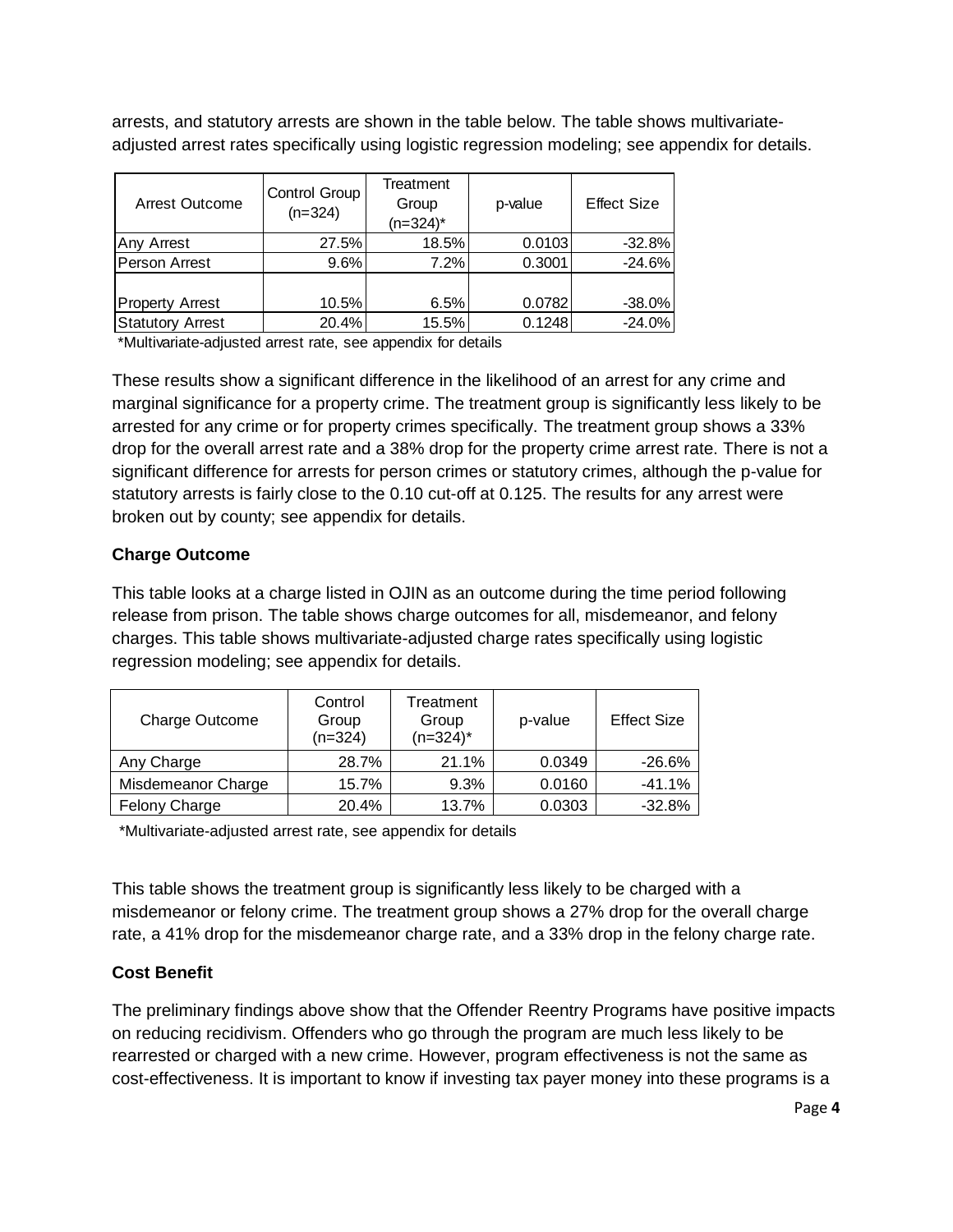arrests, and statutory arrests are shown in the table below. The table shows multivariate-adjusted arrest rates specifically using logistic regression modeling; see appendix for details.

| Arrest Outcome | Control Group (n=324) | Treatment Group (n=324)* | p-value | Effect Size |
|---|---|---|---|---|
| Any Arrest | 27.5% | 18.5% | 0.0103 | -32.8% |
| Person Arrest | 9.6% | 7.2% | 0.3001 | -24.6% |
| Property Arrest | 10.5% | 6.5% | 0.0782 | -38.0% |
| Statutory Arrest | 20.4% | 15.5% | 0.1248 | -24.0% |

*Multivariate-adjusted arrest rate, see appendix for details

These results show a significant difference in the likelihood of an arrest for any crime and marginal significance for a property crime. The treatment group is significantly less likely to be arrested for any crime or for property crimes specifically. The treatment group shows a 33% drop for the overall arrest rate and a 38% drop for the property crime arrest rate. There is not a significant difference for arrests for person crimes or statutory crimes, although the p-value for statutory arrests is fairly close to the 0.10 cut-off at 0.125. The results for any arrest were broken out by county; see appendix for details.

### Charge Outcome

This table looks at a charge listed in OJIN as an outcome during the time period following release from prison. The table shows charge outcomes for all, misdemeanor, and felony charges. This table shows multivariate-adjusted charge rates specifically using logistic regression modeling; see appendix for details.

| Charge Outcome | Control Group (n=324) | Treatment Group (n=324)* | p-value | Effect Size |
|---|---|---|---|---|
| Any Charge | 28.7% | 21.1% | 0.0349 | -26.6% |
| Misdemeanor Charge | 15.7% | 9.3% | 0.0160 | -41.1% |
| Felony Charge | 20.4% | 13.7% | 0.0303 | -32.8% |

*Multivariate-adjusted arrest rate, see appendix for details

This table shows the treatment group is significantly less likely to be charged with a misdemeanor or felony crime. The treatment group shows a 27% drop for the overall charge rate, a 41% drop for the misdemeanor charge rate, and a 33% drop in the felony charge rate.

### Cost Benefit

The preliminary findings above show that the Offender Reentry Programs have positive impacts on reducing recidivism. Offenders who go through the program are much less likely to be rearrested or charged with a new crime. However, program effectiveness is not the same as cost-effectiveness. It is important to know if investing tax payer money into these programs is a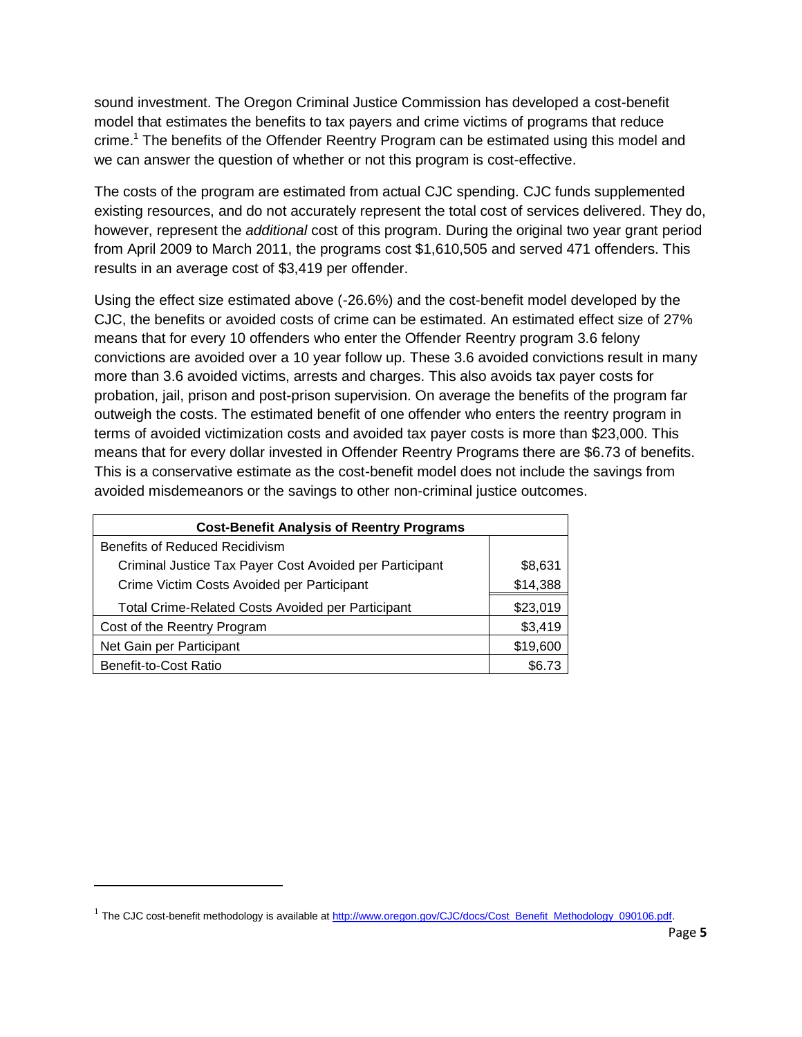sound investment. The Oregon Criminal Justice Commission has developed a cost-benefit model that estimates the benefits to tax payers and crime victims of programs that reduce crime.[1] The benefits of the Offender Reentry Program can be estimated using this model and we can answer the question of whether or not this program is cost-effective.

The costs of the program are estimated from actual CJC spending. CJC funds supplemented existing resources, and do not accurately represent the total cost of services delivered. They do, however, represent the *additional* cost of this program. During the original two year grant period from April 2009 to March 2011, the programs cost $1,610,505 and served 471 offenders. This results in an average cost of $3,419 per offender.

Using the effect size estimated above (-26.6%) and the cost-benefit model developed by the CJC, the benefits or avoided costs of crime can be estimated. An estimated effect size of 27% means that for every 10 offenders who enter the Offender Reentry program 3.6 felony convictions are avoided over a 10 year follow up. These 3.6 avoided convictions result in many more than 3.6 avoided victims, arrests and charges. This also avoids tax payer costs for probation, jail, prison and post-prison supervision. On average the benefits of the program far outweigh the costs. The estimated benefit of one offender who enters the reentry program in terms of avoided victimization costs and avoided tax payer costs is more than $23,000. This means that for every dollar invested in Offender Reentry Programs there are $6.73 of benefits. This is a conservative estimate as the cost-benefit model does not include the savings from avoided misdemeanors or the savings to other non-criminal justice outcomes.

| Cost-Benefit Analysis of Reentry Programs | |
|---|---|
| Benefits of Reduced Recidivism | |
| Criminal Justice Tax Payer Cost Avoided per Participant | $8,631 |
| Crime Victim Costs Avoided per Participant | $14,388 |
| Total Crime-Related Costs Avoided per Participant | $23,019 |
| Cost of the Reentry Program | $3,419 |
| Net Gain per Participant | $19,600 |
| Benefit-to-Cost Ratio | $6.73 |

[1] The CJC cost-benefit methodology is available at http://www.oregon.gov/CJC/docs/Cost_Benefit_Methodology_090106.pdf.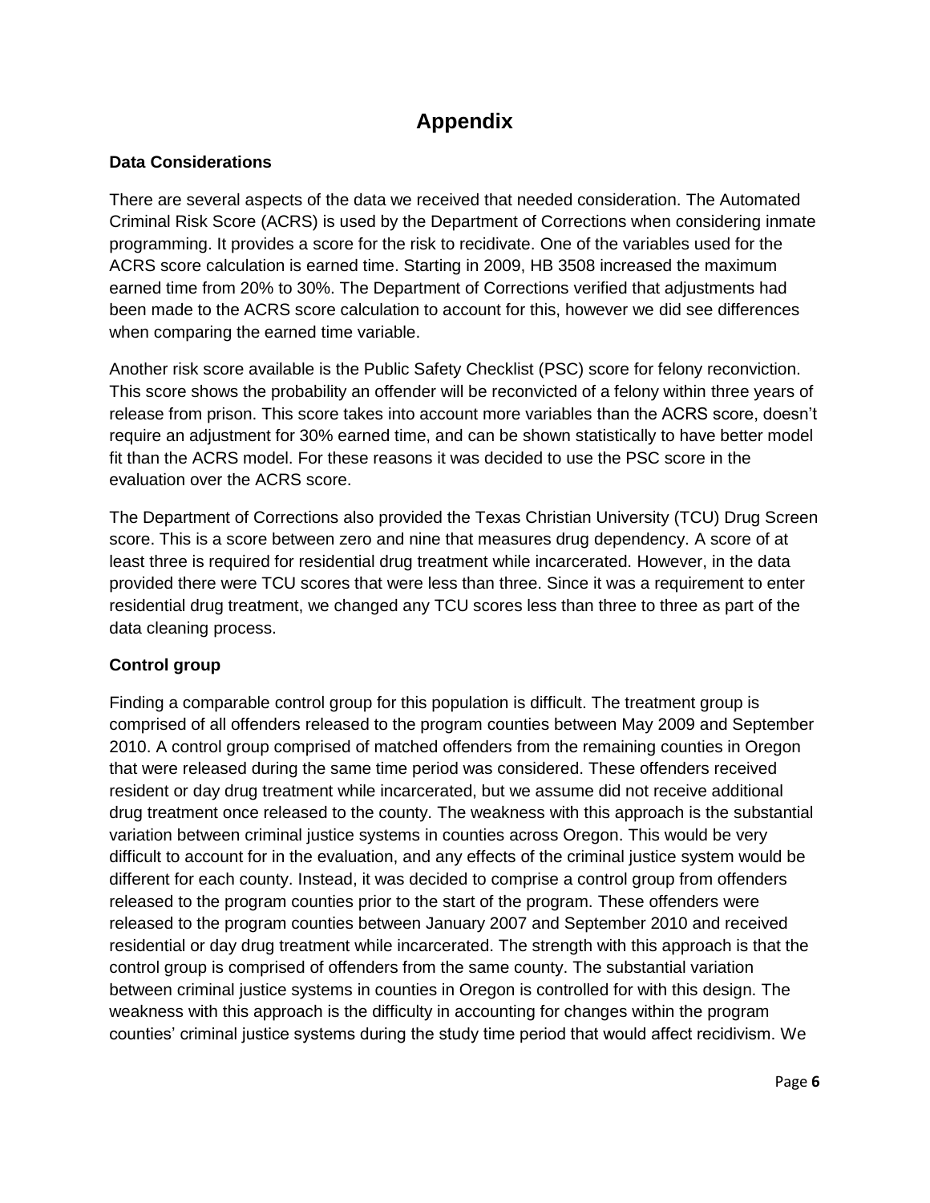# Appendix

**Data Considerations**

There are several aspects of the data we received that needed consideration. The Automated Criminal Risk Score (ACRS) is used by the Department of Corrections when considering inmate programming. It provides a score for the risk to recidivate. One of the variables used for the ACRS score calculation is earned time. Starting in 2009, HB 3508 increased the maximum earned time from 20% to 30%. The Department of Corrections verified that adjustments had been made to the ACRS score calculation to account for this, however we did see differences when comparing the earned time variable.

Another risk score available is the Public Safety Checklist (PSC) score for felony reconviction. This score shows the probability an offender will be reconvicted of a felony within three years of release from prison. This score takes into account more variables than the ACRS score, doesn't require an adjustment for 30% earned time, and can be shown statistically to have better model fit than the ACRS model. For these reasons it was decided to use the PSC score in the evaluation over the ACRS score.

The Department of Corrections also provided the Texas Christian University (TCU) Drug Screen score. This is a score between zero and nine that measures drug dependency. A score of at least three is required for residential drug treatment while incarcerated. However, in the data provided there were TCU scores that were less than three. Since it was a requirement to enter residential drug treatment, we changed any TCU scores less than three to three as part of the data cleaning process.

**Control group**

Finding a comparable control group for this population is difficult. The treatment group is comprised of all offenders released to the program counties between May 2009 and September 2010. A control group comprised of matched offenders from the remaining counties in Oregon that were released during the same time period was considered. These offenders received resident or day drug treatment while incarcerated, but we assume did not receive additional drug treatment once released to the county. The weakness with this approach is the substantial variation between criminal justice systems in counties across Oregon. This would be very difficult to account for in the evaluation, and any effects of the criminal justice system would be different for each county. Instead, it was decided to comprise a control group from offenders released to the program counties prior to the start of the program. These offenders were released to the program counties between January 2007 and September 2010 and received residential or day drug treatment while incarcerated. The strength with this approach is that the control group is comprised of offenders from the same county. The substantial variation between criminal justice systems in counties in Oregon is controlled for with this design. The weakness with this approach is the difficulty in accounting for changes within the program counties' criminal justice systems during the study time period that would affect recidivism. We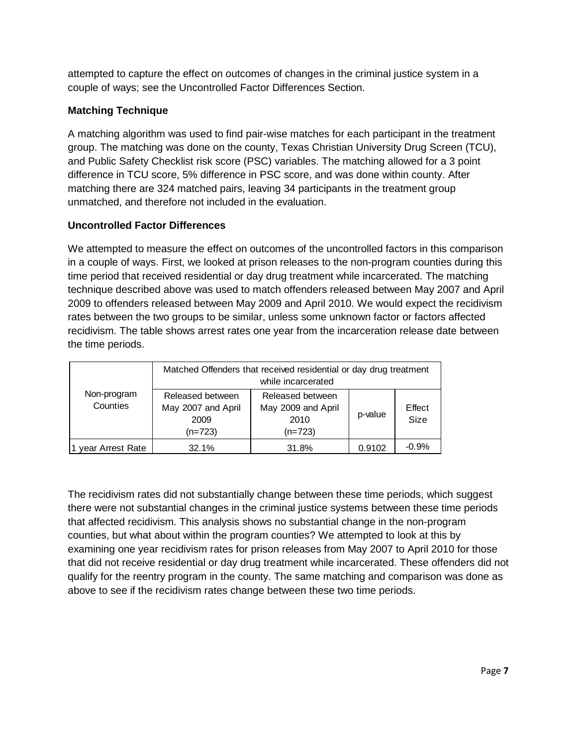attempted to capture the effect on outcomes of changes in the criminal justice system in a couple of ways; see the Uncontrolled Factor Differences Section.

### Matching Technique

A matching algorithm was used to find pair-wise matches for each participant in the treatment group. The matching was done on the county, Texas Christian University Drug Screen (TCU), and Public Safety Checklist risk score (PSC) variables. The matching allowed for a 3 point difference in TCU score, 5% difference in PSC score, and was done within county. After matching there are 324 matched pairs, leaving 34 participants in the treatment group unmatched, and therefore not included in the evaluation.

### Uncontrolled Factor Differences

We attempted to measure the effect on outcomes of the uncontrolled factors in this comparison in a couple of ways. First, we looked at prison releases to the non-program counties during this time period that received residential or day drug treatment while incarcerated. The matching technique described above was used to match offenders released between May 2007 and April 2009 to offenders released between May 2009 and April 2010. We would expect the recidivism rates between the two groups to be similar, unless some unknown factor or factors affected recidivism. The table shows arrest rates one year from the incarceration release date between the time periods.

| Non-program Counties | Matched Offenders that received residential or day drug treatment while incarcerated | | | |
|---|---|---|---|---|
| | Released between May 2007 and April 2009 (n=723) | Released between May 2009 and April 2010 (n=723) | p-value | Effect Size |
| 1 year Arrest Rate | 32.1% | 31.8% | 0.9102 | -0.9% |

The recidivism rates did not substantially change between these time periods, which suggest there were not substantial changes in the criminal justice systems between these time periods that affected recidivism. This analysis shows no substantial change in the non-program counties, but what about within the program counties? We attempted to look at this by examining one year recidivism rates for prison releases from May 2007 to April 2010 for those that did not receive residential or day drug treatment while incarcerated. These offenders did not qualify for the reentry program in the county. The same matching and comparison was done as above to see if the recidivism rates change between these two time periods.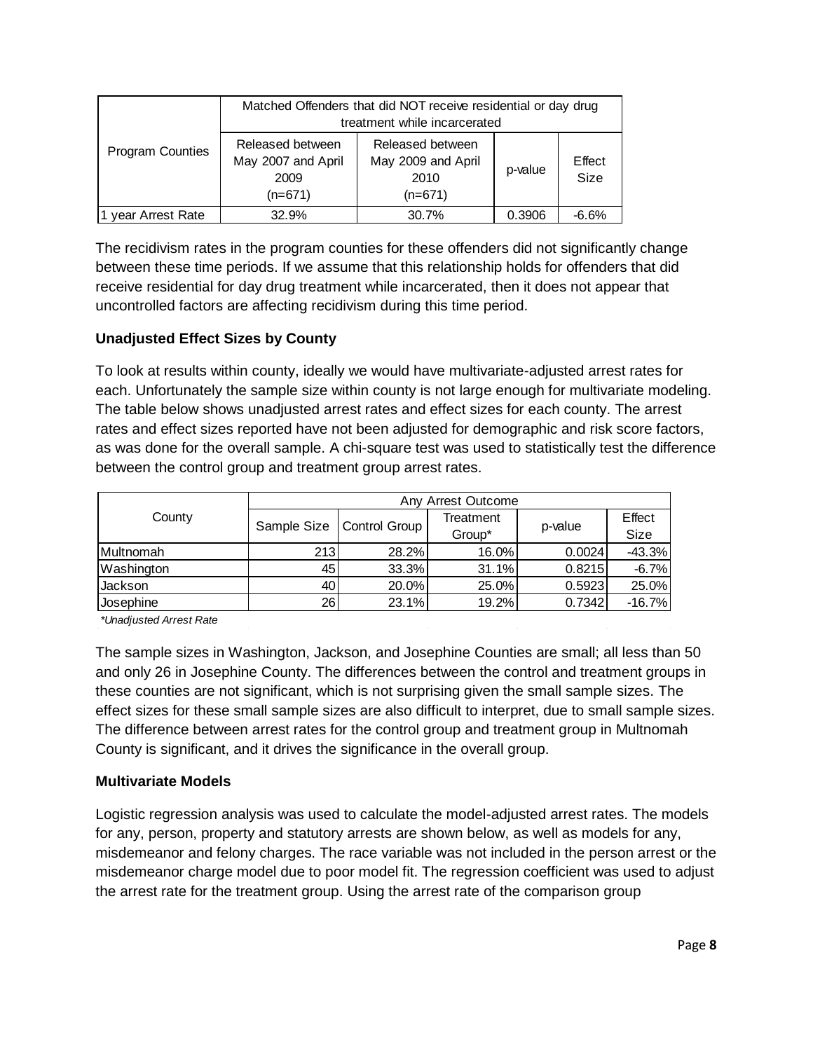| Program Counties | Matched Offenders that did NOT receive residential or day drug treatment while incarcerated | | | |
|---|---|---|---|---|
| | Released between May 2007 and April 2009 (n=671) | Released between May 2009 and April 2010 (n=671) | p-value | Effect Size |
| 1 year Arrest Rate | 32.9% | 30.7% | 0.3906 | -6.6% |

The recidivism rates in the program counties for these offenders did not significantly change between these time periods. If we assume that this relationship holds for offenders that did receive residential for day drug treatment while incarcerated, then it does not appear that uncontrolled factors are affecting recidivism during this time period.

**Unadjusted Effect Sizes by County**

To look at results within county, ideally we would have multivariate-adjusted arrest rates for each. Unfortunately the sample size within county is not large enough for multivariate modeling. The table below shows unadjusted arrest rates and effect sizes for each county. The arrest rates and effect sizes reported have not been adjusted for demographic and risk score factors, as was done for the overall sample. A chi-square test was used to statistically test the difference between the control group and treatment group arrest rates.

| County | Any Arrest Outcome | | | | |
|---|---|---|---|---|---|
| | Sample Size | Control Group | Treatment Group* | p-value | Effect Size |
| Multnomah | 213 | 28.2% | 16.0% | 0.0024 | -43.3% |
| Washington | 45 | 33.3% | 31.1% | 0.8215 | -6.7% |
| Jackson | 40 | 20.0% | 25.0% | 0.5923 | 25.0% |
| Josephine | 26 | 23.1% | 19.2% | 0.7342 | -16.7% |

*\*Unadjusted Arrest Rate*

The sample sizes in Washington, Jackson, and Josephine Counties are small; all less than 50 and only 26 in Josephine County. The differences between the control and treatment groups in these counties are not significant, which is not surprising given the small sample sizes. The effect sizes for these small sample sizes are also difficult to interpret, due to small sample sizes. The difference between arrest rates for the control group and treatment group in Multnomah County is significant, and it drives the significance in the overall group.

**Multivariate Models**

Logistic regression analysis was used to calculate the model-adjusted arrest rates. The models for any, person, property and statutory arrests are shown below, as well as models for any, misdemeanor and felony charges. The race variable was not included in the person arrest or the misdemeanor charge model due to poor model fit. The regression coefficient was used to adjust the arrest rate for the treatment group. Using the arrest rate of the comparison group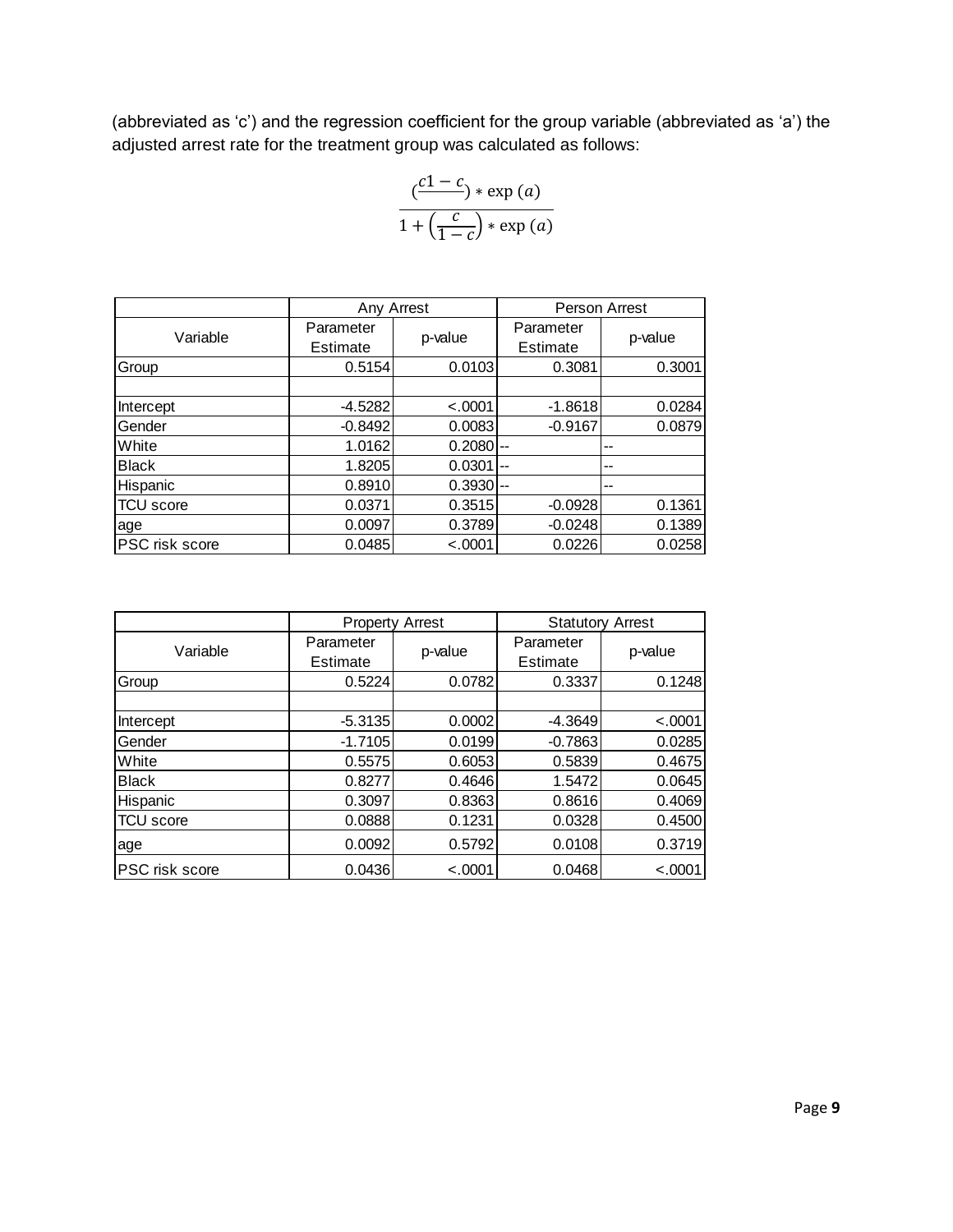(abbreviated as ‘c’) and the regression coefficient for the group variable (abbreviated as ‘a’) the adjusted arrest rate for the treatment group was calculated as follows:

$$\frac{(\frac{c1-c}{}) * \exp(a)}{1+\left(\frac{c}{1-c}\right) * \exp(a)}$$

| Variable | Any Arrest | | Person Arrest | |
|---|---|---|---|---|
| | Parameter Estimate | p-value | Parameter Estimate | p-value |
| Group | 0.5154 | 0.0103 | 0.3081 | 0.3001 |
| | | | | |
| Intercept | -4.5282 | <.0001 | -1.8618 | 0.0284 |
| Gender | -0.8492 | 0.0083 | -0.9167 | 0.0879 |
| White | 1.0162 | 0.2080 | -- | -- |
| Black | 1.8205 | 0.0301 | -- | -- |
| Hispanic | 0.8910 | 0.3930 | -- | -- |
| TCU score | 0.0371 | 0.3515 | -0.0928 | 0.1361 |
| age | 0.0097 | 0.3789 | -0.0248 | 0.1389 |
| PSC risk score | 0.0485 | <.0001 | 0.0226 | 0.0258 |

| Variable | Property Arrest | | Statutory Arrest | |
|---|---|---|---|---|
| | Parameter Estimate | p-value | Parameter Estimate | p-value |
| Group | 0.5224 | 0.0782 | 0.3337 | 0.1248 |
| | | | | |
| Intercept | -5.3135 | 0.0002 | -4.3649 | <.0001 |
| Gender | -1.7105 | 0.0199 | -0.7863 | 0.0285 |
| White | 0.5575 | 0.6053 | 0.5839 | 0.4675 |
| Black | 0.8277 | 0.4646 | 1.5472 | 0.0645 |
| Hispanic | 0.3097 | 0.8363 | 0.8616 | 0.4069 |
| TCU score | 0.0888 | 0.1231 | 0.0328 | 0.4500 |
| age | 0.0092 | 0.5792 | 0.0108 | 0.3719 |
| PSC risk score | 0.0436 | <.0001 | 0.0468 | <.0001 |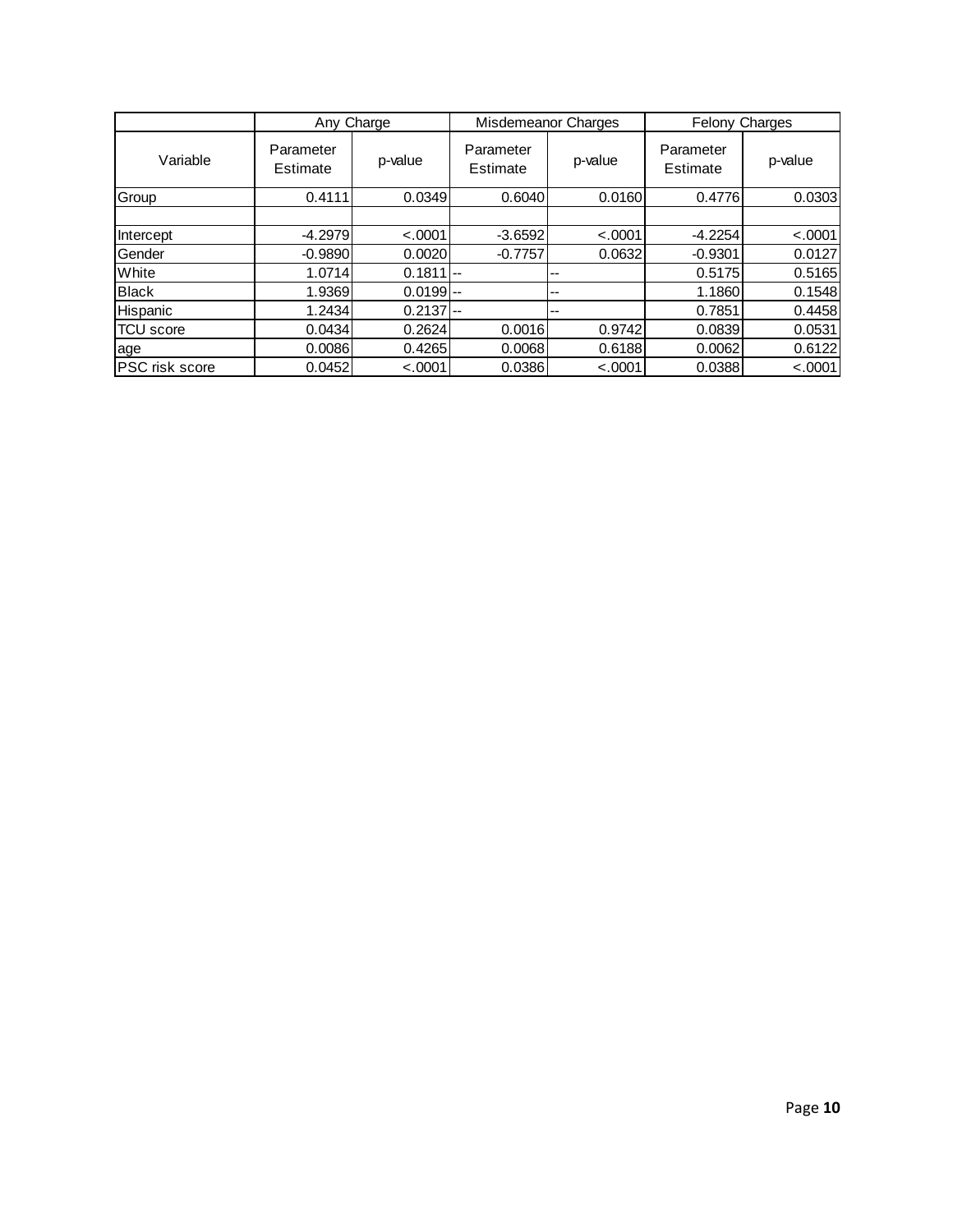| | Any Charge | | Misdemeanor Charges | | Felony Charges | |
|---|---|---|---|---|---|---|
| Variable | Parameter Estimate | p-value | Parameter Estimate | p-value | Parameter Estimate | p-value |
| Group | 0.4111 | 0.0349 | 0.6040 | 0.0160 | 0.4776 | 0.0303 |
| | | | | | | |
| Intercept | -4.2979 | <.0001 | -3.6592 | <.0001 | -4.2254 | <.0001 |
| Gender | -0.9890 | 0.0020 | -0.7757 | 0.0632 | -0.9301 | 0.0127 |
| White | 1.0714 | 0.1811 | -- | -- | 0.5175 | 0.5165 |
| Black | 1.9369 | 0.0199 | -- | -- | 1.1860 | 0.1548 |
| Hispanic | 1.2434 | 0.2137 | -- | -- | 0.7851 | 0.4458 |
| TCU score | 0.0434 | 0.2624 | 0.0016 | 0.9742 | 0.0839 | 0.0531 |
| age | 0.0086 | 0.4265 | 0.0068 | 0.6188 | 0.0062 | 0.6122 |
| PSC risk score | 0.0452 | <.0001 | 0.0386 | <.0001 | 0.0388 | <.0001 |